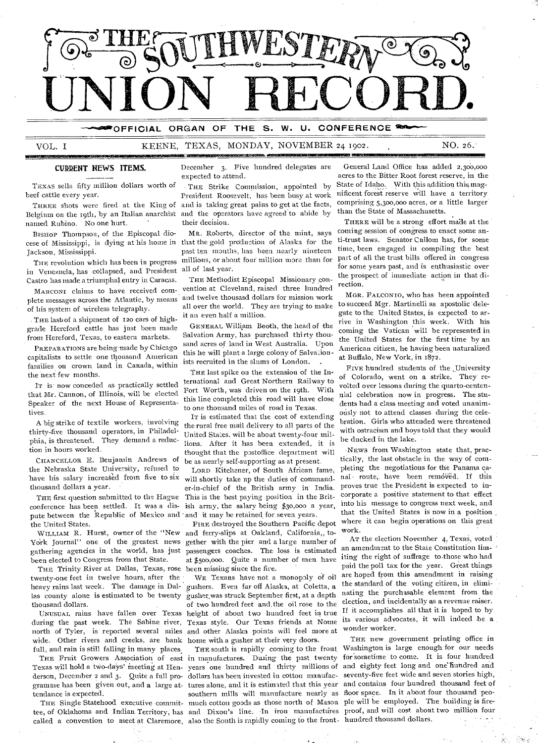# THE SOUTHWESTERN UNION RECORD.

**OFFICIAL ORGAN OF THE S. W. U. CONFERENCE**

VOL. I KEENE, TEXAS, MONDAY, NOVEMBER 24 1902. NO. 26.

## CURRENT NEWS ITEMS.

TEXAS sells fifty million dollars worth of beef cattle every year.

THREE shots were fired at the King of Belgium on the 19th, by an Italian anarchist named Rubino. No one hurt.

BISHOP Thompson, of the Episcopal diocese of Mississippi, is dying at his home in Jackson, Mississippi.

THE revolution which has been in progress in Venezuela, has collapsed, and President Castro has made a triumphal entry in Caracas.

MARCONI claims to have received complete messages across the Atlantic, by means of his system of wireless telegraphy.

THE last of a shipment of 120 cars of high-grade Hereford cattle has just been made from Hereford, Texas, to eastern markets.

PREPARATIONS are being made by Chicago capitalists to settle one thousand American families on crown land in Canada, within the next few months.

IT is now conceded as practically settled that Mr. Cannon, of Illinois, will be elected Speaker of the next House of Representatives.

A big strike of textile workers, involving thirty-five thousand operators, in Philadelphia, is threatened. They demand a reduction in hours worked.

CHANCELLOR E. Benjamin Andrews of the Nebraska State University, refused to have his salary increased from five to six thousand dollars a year.

THE first question submitted to the Hague conference has been settled. It was a dispute between the Republic of Mexico and the United States.

WILLIAM R. Hurst, owner of the "New York Journal" one of the greatest news gathering agencies in the world, has just been elected to Congress from that State.

THE Trinity River at Dallas, Texas, rose twenty-one feet in twelve hours, after the heavy rains last week. The damage in Dallas county alone is estimated to be twenty thousand dollars.

UNUSUAL rains have fallen over Texas during the past week. The Sabine river, north of Tyler, is reported several miles wide. Other rivers and creeks, are bank full, and rain is still falling in many places.

THE Fruit Growers Association of east Texas will hold a two-days' meeting at Henderson, December 2 and 3. Quite a full programme has been given out, and a large attendance is expected.

THE Single Statehood executive committee, of Oklahoma and Indian Territory, has called a convention to meet at Claremore, December 3. Five hundred delegates are expected to attend.

THE Strike Commission, appointed by President Roosevelt, has been busy at work and is taking great pains to get at the facts, and the operators have agreed to abide by their decision.

MR. Roberts, director of the mint, says that the gold production of Alaska for the past ten months, has been nearly nineteen millions, or about four million more than for all of last year.

THE Methodist Episcopal Missionary convention at Cleveland, raised three hundred and twelve thousasd dollars for mission work all over the world. They are trying to make it an even half a million.

GENERAL William Booth, the head of the Salvation Army, has purchased thirty thousand acres of land in West Australia. Upon this he will plant a large colony of Salvationists recruited in the slums of London.

THE last spike on the extension of the International and Great Northern Railway to Fort Worth, was driven on the 19th. With this line completed this road will have close to one thousand miles of road in Texas.

IT is estimated that the cost of extending the rural free mail delivery to all parts of the United States. will be about twenty-four millions. After it has been extended, it is thought that the postoffice department will be as nearly self-supporting as at present.

LORD Kitchener, of South African fame, will shortly take up the duties of commander-in-chief of the British army in India. This is the best paying position in the British army, the salary being $30,000 a year, and it may be retained for seven years.

FIRE destroyed the Southern Pacific depot and ferry-slips at Oakland, California,, together with the pier and a large number of passengers coaches. The loss is estimated at $500,000. Quite a number of men have been missing since the fire.

WE Texans have not a monopoly of oil gushers. Even far off Alaska, at Coletta, a gusher was struck September first, at a depth of two hundred feet and the oil rose to the height of about two hundred feet in true Texas style. Our Texas friends at Nome and other Alaska points will feel more at home with a gusher at their very doors.

THE south is rapidly coming to the front in manufactures. During the past twenty years one hundred and thirty millions of dollars has been invested in cotton manufactures alone, and it is estimated that this year southern mills will manufacture nearly as much cotton goods as those north of Mason and Dixon's line. In iron manufactures also the South is rapidly coming to the front.

General Land Office has added 2,300,000 acres to the Bitter Root forest reserve, in the State of Idaho. With this addition this magnificent forest reserve will have a territory comprising 5,300,000 acres, or a little larger than the State of Massachusetts.

THERE will be a strong effort made at the coming session of congress to enact some anti-trust laws. Senator Cullom has, for some time, been engaged in compiling the best part of all the trust bills offered in congress for some years past, and is enthusiastic over the prospect of immediate action in that direction.

MGR. FALCONIO, who has been appointed to succeed Mgr. Martinelli as apostolic delegate to the United States, is expected to arrive in Washington this week. With his coming the Vatican will be represented in the United States for the first time by an American citizen, he having been naturalized at Buffalo, New York, in 1872.

FIVE hundred students of the University of Colorado, went on a strike. They revolted over lessons during the quarto-centennial celebration now in progress. The students had a class meeting and voted unanimously not to attend classes during the celebration. Girls who attended were threatened with ostracism and boys told that they would be ducked in the lake.

NEWS from Washington state that, practically, the last obstacle in the way of completing the negotiations for the Panama canal route, have been removed. If this proves true the President is expected to incorporate a positive statement to that effect into his message to congress next week, and that the United States is now in a position where it can begin operations on this great work.

AT the election November 4, Texas, voted an amendment to the State Constitution limiting the right of suffrage to those who had paid the poll tax for the year. Great things are hoped from this amendment in raising the standard of the voting citizen, in eliminating the purchasable element from the election, and incidentally as a revenue raiser. If it accomplishes all that it is hoped to by its various advocates, it will indeed be a wonder worker.

THE new government printing office in Washington is large enough for our needs for sometime to come. It is four hundred and eighty feet long and one hundred and seventy-five feet wide and seven stories high, and contains four hundred thousand feet of floor space. In it about four thousand people will be employed. The building is fireproof, and will cost about two million four hundred thousand dollars.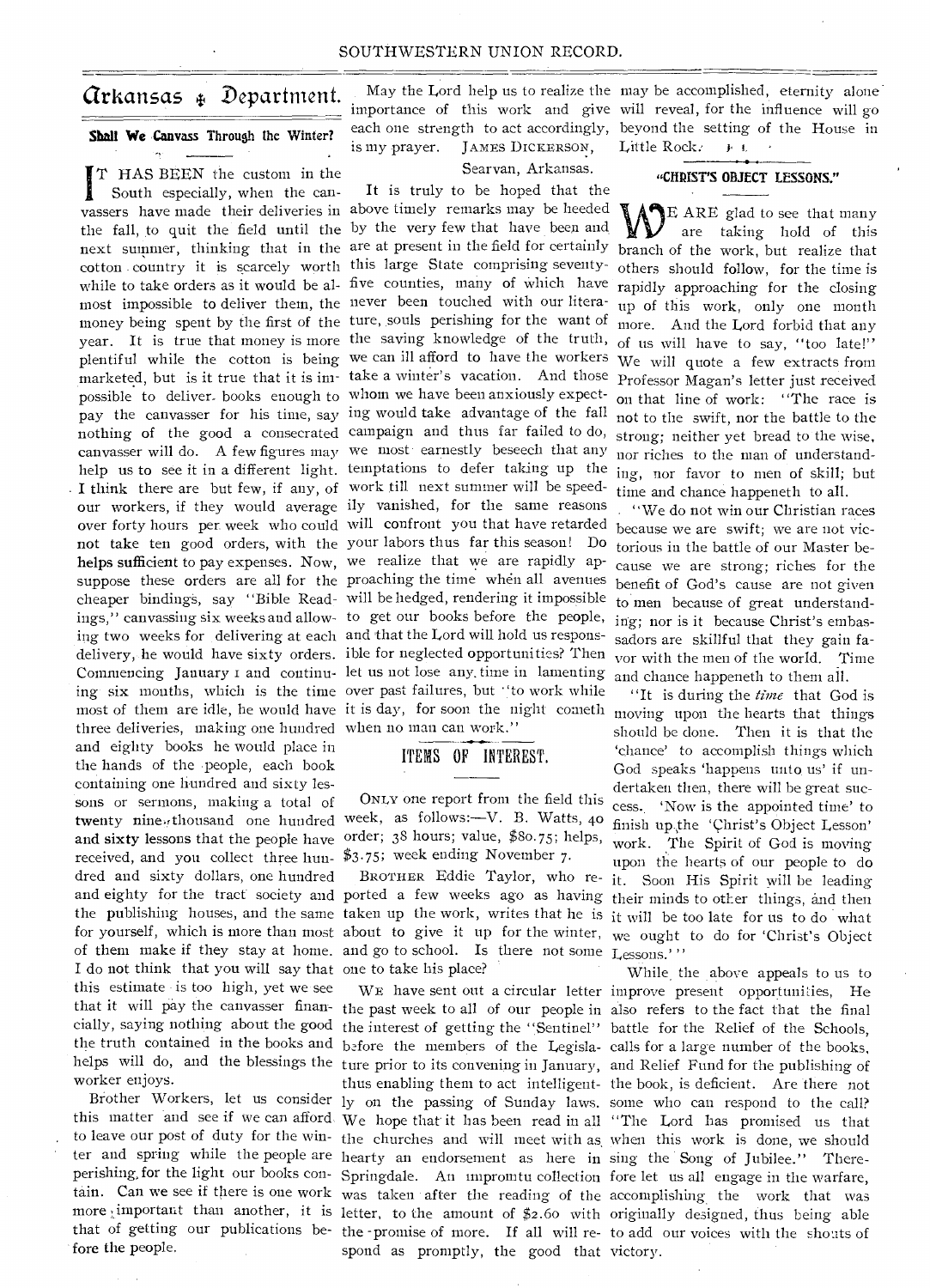# Arkansas Department.

### Shall We Canvass Through the Winter?

It has been the custom in the South especially, when the canvassers have made their deliveries in the fall, to quit the field until the next summer, thinking that in the cotton country it is scarcely worth while to take orders as it would be almost impossible to deliver them, the money being spent by the first of the year. It is true that money is more plentiful while the cotton is being marketed, but is it true that it is impossible to deliver books enough to pay the canvasser for his time, say nothing of the good a consecrated canvasser will do. A few figures may help us to see it in a different light. I think there are but few, if any, of our workers, if they would average over forty hours per week who could not take ten good orders, with the helps sufficient to pay expenses. Now, suppose these orders are all for the cheaper bindings, say "Bible Readings," canvassing six weeks and allowing two weeks for delivering at each delivery, he would have sixty orders. Commencing January 1 and continuing six months, which is the time most of them are idle, he would have three deliveries, making one hundred and eighty books he would place in the hands of the people, each book containing one hundred and sixty lessons or sermons, making a total of twenty nine thousand one hundred and sixty lessons that the people have received, and you collect three hundred and sixty dollars, one hundred and eighty for the tract society and the publishing houses, and the same for yourself, which is more than most of them make if they stay at home. I do not think that you will say that this estimate is too high, yet we see that it will pay the canvasser financially, saying nothing about the good the truth contained in the books and helps will do, and the blessings the worker enjoys.

Brother Workers, let us consider this matter and see if we can afford to leave our post of duty for the winter and spring while the people are perishing for the light our books contain. Can we see if there is one work more important than another, it is that of getting our publications before the people.

May the Lord help us to realize the importance of this work and give each one strength to act accordingly, is my prayer. JAMES DICKERSON, Searvan, Arkansas.

It is truly to be hoped that the above timely remarks may be heeded by the very few that have been and are at present in the field for certainly this large State comprising seventy-five counties, many of which have never been touched with our literature, souls perishing for the want of the saving knowledge of the truth, we can ill afford to have the workers take a winter's vacation. And those whom we have been anxiously expecting would take advantage of the fall campaign and thus far failed to do, we most earnestly beseech that any temptations to defer taking up the work till next summer will be speedily vanished, for the same reasons will confront you that have retarded your labors thus far this season! Do we realize that we are rapidly approaching the time when all avenues will be hedged, rendering it impossible to get our books before the people, and that the Lord will hold us responsible for neglected opportunities? Then let us not lose any time in lamenting over past failures, but "to work while it is day, for soon the night cometh when no man can work."

## ITEMS OF INTEREST.

ONLY one report from the field this week, as follows:—V. B. Watts, 40 order; 38 hours; value, $80.75; helps, $3.75; week ending November 7.

BROTHER Eddie Taylor, who reported a few weeks ago as having taken up the work, writes that he is about to give it up for the winter, and go to school. Is there not some one to take his place?

WE have sent out a circular letter the past week to all of our people in the interest of getting the "Sentinel" before the members of the Legislature prior to its convening in January, thus enabling them to act intelligently on the passing of Sunday laws. We hope that it has been read in all the churches and will meet with as hearty an endorsement as here in Springdale. An impromtu collection was taken after the reading of the letter, to the amount of $2.60 with the promise of more. If all will respond as promptly, the good that may be accomplished, eternity alone will reveal, for the influence will go beyond the setting of the House in Little Rock.

### "CHRIST'S OBJECT LESSONS."

WE ARE glad to see that many are taking hold of this branch of the work, but realize that others should follow, for the time is rapidly approaching for the closing up of this work, only one month more. And the Lord forbid that any of us will have to say, "too late!" We will quote a few extracts from Professor Magan's letter just received on that line of work: "The race is not to the swift, nor the battle to the strong; neither yet bread to the wise, nor riches to the man of understanding, nor favor to men of skill; but time and chance happeneth to all.

"We do not win our Christian races because we are swift; we are not victorious in the battle of our Master because we are strong; riches for the benefit of God's cause are not given to men because of great understanding; nor is it because Christ's embassadors are skillful that they gain favor with the men of the world. Time and chance happeneth to them all.

"It is during the *time* that God is moving upon the hearts that things should be done. Then it is that the 'chance' to accomplish things which God speaks 'happens unto us' if undertaken then, there will be great success. 'Now is the appointed time' to finish up the 'Christ's Object Lesson' work. The Spirit of God is moving upon the hearts of our people to do it. Soon His Spirit will be leading their minds to other things, and then it will be too late for us to do what we ought to do for 'Christ's Object Lessons.'"

While the above appeals to us to improve present opportunities, He also refers to the fact that the final battle for the Relief of the Schools, calls for a large number of the books, and Relief Fund for the publishing of the book, is deficient. Are there not some who can respond to the call? "The Lord has promised us that when this work is done, we should sing the Song of Jubilee." Therefore let us all engage in the warfare, accomplishing the work that was originally designed, thus being able to add our voices with the shouts of victory.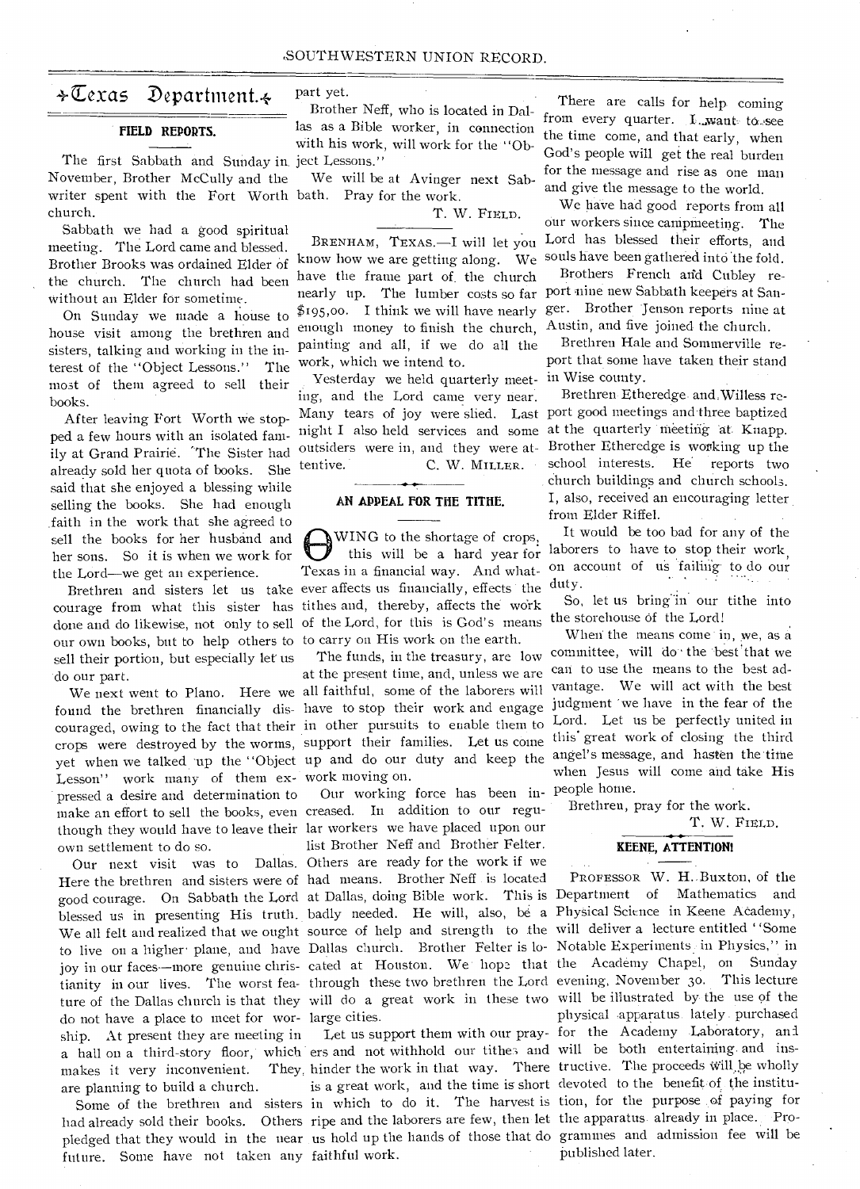# Texas Department.

## FIELD REPORTS.

The first Sabbath and Sunday in November, Brother McCully and the writer spent with the Fort Worth church.

Sabbath we had a good spiritual meeting. The Lord came and blessed. Brother Brooks was ordained Elder of the church. The church had been without an Elder for sometime.

On Sunday we made a house to house visit among the brethren and sisters, talking and working in the interest of the "Object Lessons." The most of them agreed to sell their books.

After leaving Fort Worth we stopped a few hours with an isolated family at Grand Prairie. The Sister had already sold her quota of books. She said that she enjoyed a blessing while selling the books. She had enough faith in the work that she agreed to sell the books for her husband and her sons. So it is when we work for the Lord—we get an experience.

Brethren and sisters let us take courage from what this sister has done and do likewise, not only to sell our own books, but to help others to sell their portion, but especially let us do our part.

We next went to Plano. Here we found the brethren financially discouraged, owing to the fact that their crops were destroyed by the worms, yet when we talked up the "Object Lesson" work many of them expressed a desire and determination to make an effort to sell the books, even though they would have to leave their own settlement to do so.

Our next visit was to Dallas. Here the brethren and sisters were of good courage. On Sabbath the Lord blessed us in presenting His truth. We all felt and realized that we ought to live on a higher plane, and have joy in our faces—more genuine christianity in our lives. The worst feature of the Dallas church is that they do not have a place to meet for worship. At present they are meeting in a hall on a third-story floor, which makes it very inconvenient. They are planning to build a church.

Some of the brethren and sisters had already sold their books. Others pledged that they would in the near future. Some have not taken any part yet.

Brother Neff, who is located in Dallas as a Bible worker, in connection with his work, will work for the "Object Lessons."

We will be at Avinger next Sabbath. Pray for the work.

T. W. FIELD.

---

BRENHAM, TEXAS.—I will let you know how we are getting along. We have the frame part of the church nearly up. The lumber costs so far $195,00. I think we will have nearly enough money to finish the church, painting and all, if we do all the work, which we intend to.

Yesterday we held quarterly meeting, and the Lord came very near. Many tears of joy were slied. Last night I also held services and some outsiders were in, and they were attentive.

C. W. MILLER.

## AN APPEAL FOR THE TITHE.

OWING to the shortage of crops, this will be a hard year for Texas in a financial way. And whatever affects us financially, effects the tithes and, thereby, affects the work of the Lord, for this is God's means to carry on His work on the earth.

The funds, in the treasury, are low at the present time, and, unless we are all faithful, some of the laborers will have to stop their work and engage in other pursuits to enable them to support their families. Let us come up and do our duty and keep the work moving on.

Our working force has been increased. In addition to our regular workers we have placed upon our list Brother Neff and Brother Felter. Others are ready for the work if we had means. Brother Neff is located at Dallas, doing Bible work. This is badly needed. He will, also, be a source of help and strength to the Dallas church. Brother Felter is located at Houston. We hope that through these two brethren the Lord will do a great work in these two large cities.

Let us support them with our prayers and not withhold our tithes and hinder the work in that way. There is a great work, and the time is short in which to do it. The harvest is ripe and the laborers are few, then let us hold up the hands of those that do faithful work.

There are calls for help coming from every quarter. I want to see the time come, and that early, when God's people will get the real burden for the message and rise as one man and give the message to the world.

We have had good reports from all our workers since campmeeting. The Lord has blessed their efforts, and souls have been gathered into the fold.

Brothers French and Cubley report nine new Sabbath keepers at Sanger. Brother Jenson reports nine at Austin, and five joined the church.

Brethren Hale and Sommerville report that some have taken their stand in Wise county.

Brethren Etheredge and Willess report good meetings and three baptized at the quarterly meeting at Knapp. Brother Etheredge is working up the school interests. He reports two church buildings and church schools. I, also, received an encouraging letter from Elder Riffel.

It would be too bad for any of the laborers to have to stop their work on account of us failing to do our duty.

So, let us bring in our tithe into the storehouse of the Lord!

When the means come in, we, as a committee, will do the best that we can to use the means to the best advantage. We will act with the best judgment we have in the fear of the Lord. Let us be perfectly united in this great work of closing the third angel's message, and hasten the time when Jesus will come and take His people home.

Brethren, pray for the work.

T. W. FIELD.

## KEENE, ATTENTION!

PROFESSOR W. H. Buxton, of the Department of Mathematics and Physical Science in Keene Academy, will deliver a lecture entitled "Some Notable Experiments in Physics," in the Academy Chapel, on Sunday evening, November 30. This lecture will be illustrated by the use of the physical apparatus lately purchased for the Academy Laboratory, and will be both entertaining and instructive. The proceeds will be wholly devoted to the benefit of the institution, for the purpose of paying for the apparatus already in place. Programmes and admission fee will be published later.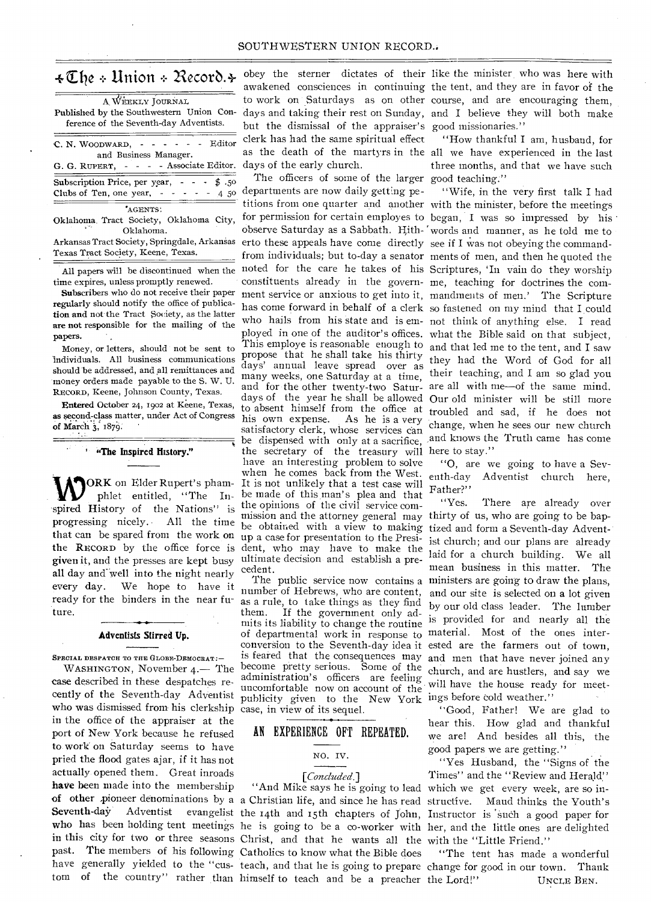# The Union Record.

A WEEKLY JOURNAL

Published by the Southwestern Union Conference of the Seventh-day Adventists.

C. N. WOODWARD, - - - - - - Editor and Business Manager.
G. G. RUPERT, - - - - Associate Editor.

Subscription Price, per year, - - - $ .50
Clubs of Ten, one year, - - - - - 4 50

AGENTS:

Oklahoma Tract Society, Oklahoma City, Oklahoma.
Arkansas Tract Society, Springdale, Arkansas
Texas Tract Society, Keene, Texas.

All papers will be discontinued when the time expires, unless promptly renewed.

**Subscribers** who do not receive their paper regularly should notify the office of publication and not the Tract Society, as the latter **are not** responsible for the mailing of the papers.

Money, or letters, should not be sent to individuals. All business communications should be addressed, and all remittances and money orders made payable to the S. W. U. RECORD, Keene, Johnson County, Texas.

**Entered** October 24, 1902 at Keene, Texas, as second-class matter, under Act of Congress of March 3, 1879.

## "The Inspired History."

WORK on Elder Rupert's phamphlet entitled, "The Inspired History of the Nations" is progressing nicely. All the time that can be spared from the work on the RECORD by the office force is given it, and the presses are kept busy all day and well into the night nearly every day. We hope to have it ready for the binders in the near future.

## Adventists Stirred Up.

SPECIAL DESPATCH TO THE GLOBE-DEMOCRAT:—

WASHINGTON, November 4.— The case described in these despatches recently of the Seventh-day Adventist who was dismissed from his clerkship in the office of the appraiser at the port of New York because he refused to work on Saturday seems to have pried the flood gates ajar, if it has not actually opened them. Great inroads have been made into the membership of other pioneer denominations by a Seventh-day Adventist evangelist who has been holding tent meetings in this city for two or three seasons past. The members of his following have generally yielded to the "custom of the country" rather than obey the sterner dictates of their awakened consciences in continuing to work on Saturdays as on other days and taking their rest on Sunday, but the dismissal of the appraiser's clerk has had the same spiritual effect as the death of the martyrs in the days of the early church.

The officers of some of the larger departments are now daily getting petitions from one quarter and another for permission for certain employes to observe Saturday as a Sabbath. Hitherto these appeals have come directly from individuals; but to-day a senator noted for the care he takes of his constituents already in the government service or anxious to get into it, has come forward in behalf of a clerk who hails from his state and is employed in one of the auditor's offices. This employe is reasonable enough to propose that he shall take his thirty days' annual leave spread over as many weeks, one Saturday at a time, and for the other twenty-two Saturdays of the year he shall be allowed to absent himself from the office at his own expense. As he is a very satisfactory clerk, whose services can be dispensed with only at a sacrifice, the secretary of the treasury will have an interesting problem to solve when he comes back from the West. It is not unlikely that a test case will be made of this man's plea and that the opinions of the civil service commission and the attorney general may be obtained with a view to making up a case for presentation to the President, who may have to make the ultimate decision and establish a precedent.

The public service now contains a number of Hebrews, who are content, as a rule, to take things as they find them. If the government only admits its liability to change the routine of departmental work in response to conversion to the Seventh-day idea it is feared that the consequences may become pretty serious. Some of the administration's officers are feeling uncomfortable now on account of the publicity given to the New York case, in view of its sequel.

## AN EXPERIENCE OFT REPEATED.

NO. IV.

*[Concluded.]*

"And Mike says he is going to lead a Christian life, and since he has read the 14th and 15th chapters of John, he is going to be a co-worker with Christ, and that he wants all the Catholics to know what the Bible does teach, and that he is going to prepare himself to teach and be a preacher like the minister who was here with the tent, and they are in favor of the course, and are encouraging them, and I believe they will both make good missionaries."

"How thankful I am, husband, for all we have experienced in the last three months, and that we have such good teaching."

"Wife, in the very first talk I had with the minister, before the meetings began, I was so impressed by his words and manner, as he told me to see if I was not obeying the commandments of men, and then he quoted the Scriptures, 'In vain do they worship me, teaching for doctrines the commandments of men.' The Scripture so fastened on my mind that I could not think of anything else. I read what the Bible said on that subject, and that led me to the tent, and I saw they had the Word of God for all their teaching, and I am so glad you are all with me—of the same mind. Our old minister will be still more troubled and sad, if he does not change, when he sees our new church and knows the Truth came has come here to stay."

"O, are we going to have a Seventh-day Adventist church here, Father?"

"Yes. There are already over thirty of us, who are going to be baptized and form a Seventh-day Adventist church; and our plans are already laid for a church building. We all mean business in this matter. The ministers are going to draw the plans, and our site is selected on a lot given by our old class leader. The lumber is provided for and nearly all the material. Most of the ones interested are the farmers out of town, and men that have never joined any church, and are hustlers, and say we will have the house ready for meetings before cold weather."

"Good, Father! We are glad to hear this. How glad and thankful we are! And besides all this, the good papers we are getting."

"Yes Husband, the "Signs of the Times" and the "Review and Herald" which we get every week, are so instructive. Maud thinks the Youth's Instructor is such a good paper for her, and the little ones are delighted with the "Little Friend."

"The tent has made a wonderful change for good in our town. Thank the Lord!"

UNCLE BEN.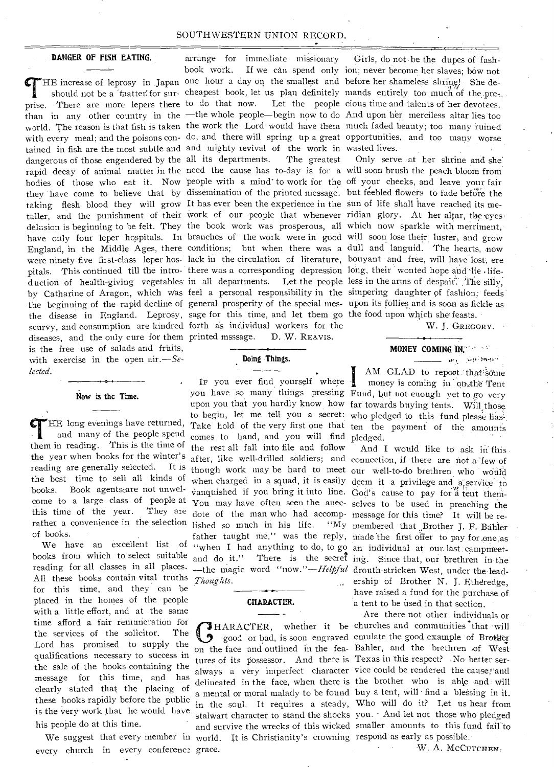## DANGER OF FISH EATING.

THE increase of leprosy in Japan should not be a matter for surprise. There are more lepers there than in any other country in the world. The reason is that fish is taken with every meal; and the poisons contained in fish are the most subtle and dangerous of those engendered by the rapid decay of animal matter in the bodies of those who eat it. Now they have come to believe that by taking flesh blood they will grow taller, and the punishment of their delusion is beginning to be felt. They have only four leper hospitals. In England, in the Middle Ages, there were ninety-five first-class leper hospitals. This continued till the introduction of health-giving vegetables by Catharine of Aragon, which was the beginning of the rapid decline of the disease in England. Leprosy, scurvy, and consumption are kindred diseases, and the only cure for them is the free use of salads and fruits, with exercise in the open air.—*Selected.*

## Now is the Time.

THE long evenings have returned, and many of the people spend them in reading. This is the time of the year when books for the winter's reading are generally selected. It is the best time to sell all kinds of books. Book agents are not unwelcome to a large class of people at this time of the year. They are rather a convenience in the selection of books.

We have an excellent list of books from which to select suitable reading for all classes in all places. All these books contain vital truths for this time, and they can be placed in the homes of the people with a little effort, and at the same time afford a fair remuneration for the services of the solicitor. The Lord has promised to supply the qualifications necessary to success in the sale of the books containing the message for this time, and has clearly stated that the placing of these books rapidly before the public is the very work that he would have his people do at this time.

We suggest that every member in every church in every conference arrange for immediate missionary book work. If we can spend only one hour a day on the smallest and cheapest book, let us plan definitely to do that now. Let the people —the whole people—begin now to do the work the Lord would have them do, and there will spring up a great and mighty revival of the work in all its departments. The greatest need the cause has to-day is for a people with a mind to work for the dissemination of the printed message. It has ever been the experience in the work of our people that whenever the book work was prosperous, all branches of the work were in good conditions; but when there was a lack in the circulation of literature, there was a corresponding depression in all departments. Let the people feel a personal responsibility in the general prosperity of the special message for this time, and let them go forth as individual workers for the printed msssage. D. W. REAVIS.

## Doing Things.

IF you ever find yourself where you have so many things pressing upon you that you hardly know how to begin, let me tell you a secret: Take hold of the very first one that comes to hand, and you will find the rest all fall into file and follow after, like well-drilled soldiers; and though work may be hard to meet when charged in a squad, it is easily vanquished if you bring it into line. You may have often seen the anecdote of the man who had accomplished so much in his life. "My father taught me," was the reply, "when I had anything to do, to go and do it." There is the secret —the magic word "now."—*Helpful Thoughts.*

## CHARACTER.

CHARACTER, whether it be good or bad, is soon engraved on the face and outlined in the features of its possessor. And there is always a very imperfect character delineated in the face, when there is a mental or moral malady to be found in the soul. It requires a steady, stalwart character to stand the shocks and survive the wrecks of this wicked world. It is Christianity's crowning grace.

Girls, do not be the dupes of fashion; never become her slaves; bow not before her shameless shrine! She demands entirely too much of the precious time and talents of her devotees. And upon her merciless altar lies too much faded beauty; too many ruined opportunities, and too many worse wasted lives.

Only serve at her shrine and she will soon brush the peach bloom from off your cheeks, and leave your fair but feebled flowers to fade before the sun of life shall have reached its meridian glory. At her altar, the eyes which now sparkle with merriment, will soon lose their luster, and grow dull and languid. The hearts, now bouyant and free, will have lost, ere long, their wonted hope and lie lifeless in the arms of despair. The silly, simpering daughter of fashion, feeds upon its follies and is soon as fickle as the food upon which she feasts.

W. J. GREGORY.

## MONEY COMING IN.

I AM GLAD to report that some money is coming in on the Tent Fund, but not enough yet to go very far towards buying tents. Will those who pledged to this fund please hasten the payment of the amounts pledged.

And I would like to ask in this connection, if there are not a few of our well-to-do brethren who would deem it a privilege and a service to God's cause to pay for a tent themselves to be used in preaching the message for this time? It will be remembered that Brother J. F. Bahler made the first offer to pay for one as an individual at our last campmeeting. Since that, our brethren in the drouth-stricken West, under the leadership of Brother N. J. Etheredge, have raised a fund for the purchase of a tent to be used in that section.

Are there not other individuals or churches and communities that will emulate the good example of Brother Bahler, and the brethren of West Texas in this respect? No better service could be rendered the cause, and the brother who is able and will buy a tent, will find a blessing in it. Who will do it? Let us hear from you. And let not those who pledged smaller amounts to this fund fail to respond as early as possible.

W. A. MCCUTCHEN.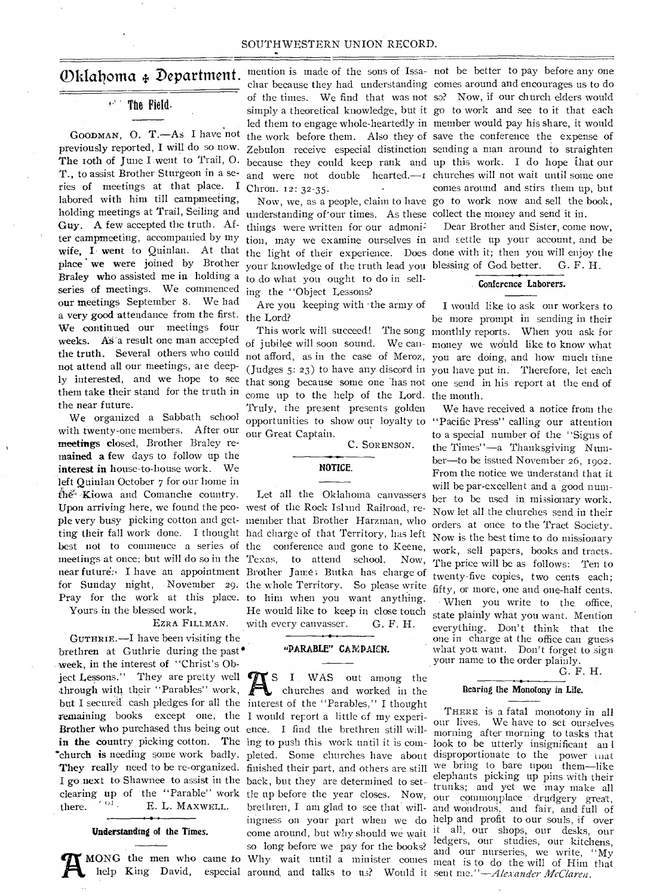# Oklahoma Department.

## The Field.

GOODMAN, O. T.—As I have not previously reported, I will do so now. The 10th of June I went to Trail, O. T., to assist Brother Sturgeon in a series of meetings at that place. I labored with him till campmeeting, holding meetings at Trail, Seiling and Guy. A few accepted the truth. After campmeeting, accompanied by my wife, I went to Quinlan. At that place we were joined by Brother Braley who assisted me in holding a series of meetings. We commenced our meetings September 8. We had a very good attendance from the first. We continued our meetings four weeks. As a result one man accepted the truth. Several others who could not attend all our meetings, are deeply interested, and we hope to see them take their stand for the truth in the near future.

We organized a Sabbath school with twenty-one members. After our meetings closed, Brother Braley remained a few days to follow up the interest in house-to-house work. We left Quinlan October 7 for our home in the Kiowa and Comanche country. Upon arriving here, we found the people very busy picking cotton and getting their fall work done. I thought best not to commence a series of meetings at once; but will do so in the near future. I have an appointment for Sunday night, November 29. Pray for the work at this place.

Yours in the blessed work,

EZRA FILLMAN.

GUTHRIE.—I have been visiting the brethren at Guthrie during the past week, in the interest of "Christ's Object Lessons." They are pretty well through with their "Parables" work, but I secured cash pledges for all the remaining books except one, the Brother who purchased this being out in the country picking cotton. The church is needing some work badly. They really need to be re-organized. I go next to Shawnee to assist in the clearing up of the "Parable" work there.

E. L. MAXWELL.

## Understanding of the Times.

AMONG the men who came to help King David, especial mention is made of the sons of Issachar because they had understanding of the times. We find that was not simply a theoretical knowledge, but it led them to engage whole-heartedly in the work before them. Also they of Zebulon receive especial distinction because they could keep rank and were not double hearted.—1 Chron. 12: 32-35.

Now, we, as a people, claim to have understanding of our times. As these things were written for our admonition, may we examine ourselves in the light of their experience. Does your knowledge of the truth lead you to do what you ought to do in selling the "Object Lessons?

Are you keeping with the army of the Lord?

This work will succeed! The song of jubilee will soon sound. We cannot afford, as in the case of Meroz, (Judges 5: 23) to have any discord in that song because some one has not come up to the help of the Lord. Truly, the present presents golden opportunities to show our loyalty to our Great Captain.

C. SORENSON.

## NOTICE.

Let all the Oklahoma canvassers west of the Rock Island Railroad, remember that Brother Harzman, who had charge of that Territory, has left the conference and gone to Keene, Texas, to attend school. Now, Brother James Butka has charge of the whole Territory. So please write to him when you want anything. He would like to keep in close touch with every canvasser.

G. F. H.

## "PARABLE" CAMPAIGN.

AS I WAS out among the churches and worked in the interest of the "Parables," I thought I would report a little of my experience. I find the brethren still willing to push this work until it is completed. Some churches have about finished their part, and others are still back, but they are determined to settle up before the year closes. Now, brethren, I am glad to see that willingness on your part when we do come around, but why should we wait so long before we pay for the books? Why wait until a minister comes around and talks to us? Would it not be better to pay before any one comes around and encourages us to do so? Now, if our church elders would go to work and see to it that each member would pay his share, it would save the conference the expense of sending a man around to straighten up this work. I do hope that our churches will not wait until some one comes around and stirs them up, but go to work now and sell the book, collect the money and send it in.

Dear Brother and Sister, come now, and settle up your account, and be done with it; then you will enjoy the blessing of God better.

G. F. H.

## Conference Laborers.

I would like to ask our workers to be more prompt in sending in their monthly reports. When you ask for money we would like to know what you are doing, and how much time you have put in. Therefore, let each one send in his report at the end of the month.

We have received a notice from the "Pacific Press" calling our attention to a special number of the "Signs of the Times"—a Thanksgiving Number—to be issued November 26, 1902. From the notice we understand that it will be par-excellent and a good number to be used in missionary work. Now let all the churches send in their orders at once to the Tract Society. Now is the best time to do missionary work, sell papers, books and tracts. The price will be as follows: Ten to twenty-five copies, two cents each; fifty, or more, one and one-half cents.

When you write to the office, state plainly what you want. Mention everything. Don't think that the one in charge at the office can guess what you want. Don't forget to sign your name to the order plainly.

G. F. H.

## Bearing the Monotony in Life.

THERE is a fatal monotony in all our lives. We have to set ourselves morning after morning to tasks that look to be utterly insignificant and disproportionate to the power that we bring to bare upon them—like elephants picking up pins with their trunks; and yet we may make all our commonplace drudgery great, and wondrous, and fair, and full of help and profit to our souls, if over it all, our shops, our desks, our ledgers, our studies, our kitchens, and our nurseries, we write, "My meat is to do the will of Him that sent me."—*Alexander McClaren.*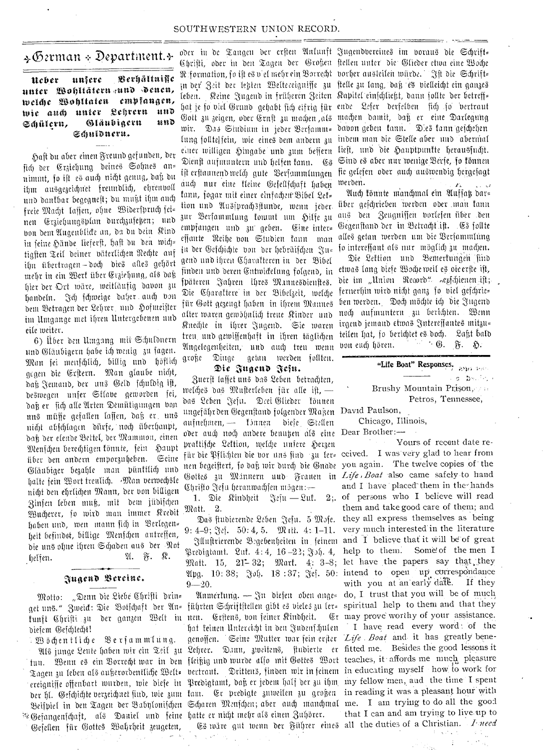# German Department.

### Ueber unsere Verhältnisse unter Wohltätern und Denen, welche Wohltaten empfangen, wie auch unter Lehrern und Schülern, Gläubigern und Schuldnern.

Hast du aber einen Freund gefunden, der sich der Erziehung deines Sohnes annimmt, so ist es auch nicht genug, daß du ihm ausgezeichnet freundlich, ehrenvoll und dankbar begegnest; du mußt ihm auch freie Macht lassen, ohne Widerspruch seinen Erziehungsplan durchzusetzen; und von dem Augenblicke an, da du dein Kind in seine Hände lieferst, hast du den wichtigsten Teil deiner väterlichen Rechte auf ihn übertragen – doch dies alles gehört mehr in ein Werk über Erziehung, als daß hier der Ort wäre, weitläufig davon zu handeln. Ich schweige daher auch von dem Betragen der Lehrer und Hofmeister im Umgange met ihren Untergebenen und eile weiter.

6) Über den Umgang mit Schuldnern und Gläubigern habe ich wenig zu sagen. Man sei menschlich, billig und höflich gegen die Erstern. Man glaube nicht, daß Jemand, der uns Geld schuldig ist, deswegen unser Sklave geworden sei, daß er sich alle Arten Demütigungen von uns müsse gefallen lassen, daß er uns nicht abschlagen dürfe, noch überhaupt, daß der elende Bettel, der Mammon, einen Menschen berechtigen könnte, sein Haupt über den andern emporzuheben. Seine Gläubiger bezahle man pünktlich und halte sein Wort treulich. Man verwechsle nicht den ehrlichen Mann, der von billigen Zinsen leben muß, mit dem jüdischen Wucherer, so wird man immer Kredit haben und, wen mann sich in Verlegenheit befindet, billige Menschen antreffen, die uns ohne ihren Schaden aus der Not helfen.

A. F. K.

---

### Jugend Vereine.

Motto: „Denn die Liebe Christi dringet uns." Zweck: Die Botschaft der Ankunft Christi zu der ganzen Welt in diesem Geschlecht!

Wöchentliche Versammlung.

Als junge Leute haben wir ein Teil zu tun. Wenn es ein Vorrecht war in den Tagen zu leben als außerordentliche Weltereignisse offenbart wurden, wie diese in der hl. Geschichte verzeichnet sind, wie zum Beispiel in den Tagen der Babylonischen Gefangenschaft, als Daniel und seine Gesellen für Gottes Wahrheit zeugeten, oder in de Tangen der ersten Ankunft Christi, oder in den Tagen der Großen Reformation, so ist es viel mehr ein Vorrecht in der Zeit der letzten Weltereignisse zu leben. Keine Jugend in früheren Zeiten hat je so viel Grund gehabt sich eifrig für Gott zu zeigen, oder Ernst zu machen, als wir. Das Studium in jeder Versammlung sollte sein, wie eines dem andern zu einer willigen Hingabe und zum bessern Dienst aufmuntern und helfen kann. Es ist erstaunend welch gute Versammlungen auch nur eine kleine Gesellschaft haben kann, sogar mit einer einfachen Bibel Lektion und Aussprachsstunde, wenn jeder zur Versammlung kommt um Hilfe zu empfangen und zu geben. Eine interessante Reihe von Studien kann man in der Geschichte von der hebräischen Jugend und ihren Charakteren in der Bibel finden und deren Entwickelung folgend, in späteren Jahren ihres Mannesdiensts. Die Charaktere in der Bibelzeit, welche für Gott gezeugt haben in ihrem Mannes alter waren gewöhnlich treue Kinder und Knechte in ihrer Jugend. Sie waren treu und gewissenhaft in ihren täglichen Angelegenheiten, und auch treu wenn große Dinge getan werden sollten.

#### Die Jugend Jesu.

Zuerst lasset uns das Leben betrachten, welches das Musterleben für alle ist, — das Leben Jesu. Drei Glieder können ungefähr den Gegenstand folgender Maßen aufnehmen, — können diese Stellen oder auch noch andere benutzen als eine praktische Lektion, welche unsere Herzen für die Pflichten die vor uns sind zu lernen begeistert, so daß wir durch die Gnade Gottes zu Männern und Frauen in Christo Jesu heranwachsen mögen:—

1. Die Kindheit Jesu — Luk. 2; Matt. 2.

Das studierende Leben Jesu. 5 Mose. 9: 4–9; Jes. 50: 4, 5. Matt. 4: 1–11.

Illustrierende Begebenheiten in seinem Predigtamt. Luk. 4: 4, 16–22; Joh. 4, Matt. 15, 21–32; Mark. 4; 3–8; Apg. 10: 38; Joh. 18: 37; Jes. 50: 9—20.

Anmerkung. — In diesen oben angeführten Schriftstellen gibt es vieles zu lernen. Erstens, von seiner Kindheit. Er hat keinen Unterricht in den Judenschulen genossen. Seine Mutter war sein erster Lehrer. Dann, zweitens, studierte er fleißig und wurde also mit Gottes Wort vertraut. Drittens, finden wir in seinem Predigtamt, daß er jedem half der zu ihm kam. Er predigte zuweilen zu großen Scharen Menschen; aber auch manchmal hatte er nicht mehr als einen Zuhörer.

Es wäre gut wenn der Führer eines Jugendvereines im voraus die Schriftstellen unter die Glieder etwa eine Woche vorher austeilen würde. Ist die Schriftstelle zu lang, daß es vielleicht ein ganzes Kapitel einschließt, dann sollte der betreffende Leser derselben sich so vertraut machen damit, daß er eine Darlegung davon geben kann. Dies kann geschehen indem man die Stelle aber und abermal liest, und die Hauptpunkte heraussucht. Sind es aber nur wenige Verse, so können sie gelesen oder auch auswendig hergesagt werden.

Auch könnte manchmal ein Aufsatz darüber geschrieben werden oder man kann aus den Zeugnissen vorlesen über den Gegenstand der in Betracht ist. Es sollte alles getan werden um die Versammlung so interessant als nur möglich zu machen.

Die Lektion und Bemerkungen sind etwas lang diese Woche weil es die erste ist, die im „Union Record" erschienen ist; fernerhin wird nicht ganz so viel geschrieben werden. Doch möchte ich die Jugend noch aufmuntern zu berichten. Wenn irgend jemand etwas Interessantes mitzuteilen hat, so berichtet es doch. Laßt bald von euch hören.

G. F. H.

---

### "Life Boat" Responses.

Brushy Mountain Prison,
Petros, Tennessee,

David Paulson,
Chicago, Illinois,

Dear Brother:—

Yours of recent date received. I was very glad to hear from you again. The twelve copies of the *Life Boat* also came safely to hand and I have placed them in the hands of persons who I believe will read them and take good care of them; and they all express themselves as being very much interested in the literature and I believe that it will be of great help to them. Some of the men I let have the papers say that they intend to open up correspondance with you at an early date. If they do, I trust that you will be of much spiritual help to them and that they may prove worthy of your assistance.

I have read every word of the *Life Boat* and it has greatly benefitted me. Besides the good lessons it teaches, it affords me much pleasure in educating myself how to work for my fellow men, and the time I spent in reading it was a pleasant hour with me. I am trying to do all the good that I can and am trying to live up to all the duties of a Christian. *I need*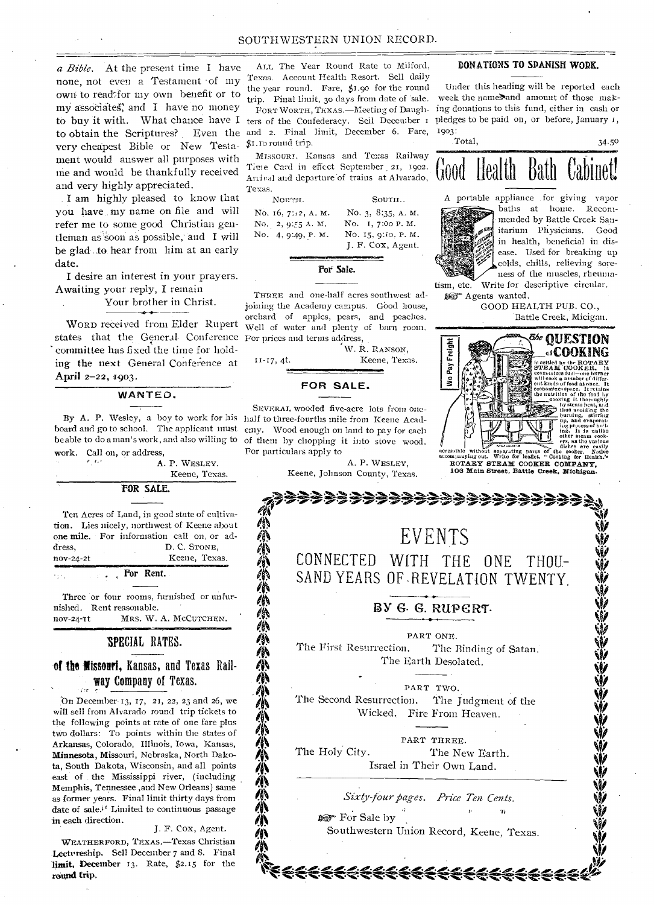*a Bible.* At the present time I have none, not even a Testament of my own to read for my own benefit or to my associates, and I have no money to buy it with. What chance have I to obtain the Scriptures? Even the very cheapest Bible or New Testament would answer all purposes with me and would be thankfully received and very highly appreciated.

I am highly pleased to know that you have my name on file and will refer me to some good Christian gentleman as soon as possible, and I will be glad to hear from him at an early date.

I desire an interest in your prayers. Awaiting your reply, I remain

Your brother in Christ.

WORD received from Elder Rupert states that the General Conference committee has fixed the time for holding the next General Conference at **April 2–22, 1903.**

## WANTED.

By A. P. Wesley, a boy to work for his board and go to school. The applicant must be able to do a man's work, and also willing to work. Call on, or address,

A. P. WESLEY.
Keene, Texas.

## FOR SALE.

Ten Acres of Land, in good state of cultivation. Lies nicely, northwest of Keene about one mile. For information call on, or address,

D. C. STONE,
nov-24-2t Keene, Texas.

## For Rent.

Three or four rooms, furnished or unfurnished. Rent reasonable.

nov-24-1t MRS. W. A. MCCUTCHEN.

## SPECIAL RATES.

### of the Missouri, Kansas, and Texas Railway Company of Texas.

On December 13, 17, 21, 22, 23 and 26, we will sell from Alvarado round trip tickets to the following points at rate of one fare plus two dollars: To points within the states of Arkansas, Colorado, Illinois, Iowa, Kansas, Minnesota, Missouri, Nebraska, North Dakota, South Dakota, Wisconsin, and all points east of the Mississippi river, (including Memphis, Tennessee, and New Orleans) same as former years. Final limit thirty days from date of sale. Limited to continuous passage in each direction.

J. F. COX, Agent.

WEATHERFORD, TEXAS.—Texas Christian Lectureship. Sell December 7 and 8. Final limit, December 13. Rate, $2.15 for the round trip.

ALL The Year Round Rate to Milford, Texas. Account Health Resort. Sell daily the year round. Fare, $1.90 for the round trip. Final limit, 30 days from date of sale.

FORT WORTH, TEXAS.—Meeting of Daughters of the Confederacy. Sell December 1 and 2. Final limit, December 6. Fare, $1.10 round trip.

MISSOURI, Kansas and Texas Railway Time Card in effect September 21, 1902. Arrival and departure of trains at Alvarado, Texas.

| NORTH. | SOUTH. |
|---|---|
| No. 16, 7:12, A. M. | No. 3, 8:35, A. M. |
| No. 2, 9:55 A. M. | No. 1, 7:00 P. M. |
| No. 4, 9:49, P. M. | No. 15, 9:10, P. M. |

J. F. COX, Agent.

## For Sale.

THREE and one-half acres southwest adjoining the Academy campus. Good house, orchard of apples, pears, and peaches. Well of water and plenty of barn room. For prices and terms address,

W. R. RANSON,
11-17, 4t. Keene, Texas.

## FOR SALE.

SEVERAL wooded five-acre lots from one-half to three-fourths mile from Keene Academy. Wood enough on land to pay for each of them by chopping it into stove wood. For particulars apply to

A. P. WESLEY,
Keene, Johnson County, Texas.

## DONATIONS TO SPANISH WORK.

Under this heading will be reported each week the names and amount of those making donations to this fund, either in cash or pledges to be paid on, or before, January 1, 1903:

Total, 34.50

# Good Health Bath Cabinet!

A portable appliance for giving vapor baths at home. Recommended by Battle Creek Sanitarium Physicians. Good in health, beneficial in disease. Used for breaking up colds, chills, relieving soreness of the muscles, rheumatism, etc. Write for descriptive circular.

☞ Agents wanted.

GOOD HEALTH PUB. CO.,
Battle Creek, Micigan.

## The QUESTION of COOKING

We Pay Freight

is settled by the ROTARY STEAM COOKER. It economizes fuel—one burner will cook a number of different kinds of food at once. It economizes space. It retains the nutrition of the food by cooking it thoroughly by steam heat, and thus avoiding the burning, stirring up, and evaporating process of boiling. It is unlike other steam cookers, as the various dishes are easily accessible without separating parts of the cooker. Notice accompanying cut. Write for leaflet, "Cooking for Health."

ROTARY STEAM COOKER COMPANY,
106 Main Street, Battle Creek, Michigan.

# EVENTS

## CONNECTED WITH THE ONE THOUSAND YEARS OF REVELATION TWENTY.

### BY G. G. RUPERT.

PART ONE.

The First Resurrection. The Binding of Satan. The Earth Desolated.

PART TWO.

The Second Resurrection. The Judgment of the Wicked. Fire From Heaven.

PART THREE.

The Holy City. The New Earth. Israel in Their Own Land.

*Sixty-four pages. Price Ten Cents.*

☞ For Sale by
Southwestern Union Record, Keene, Texas.